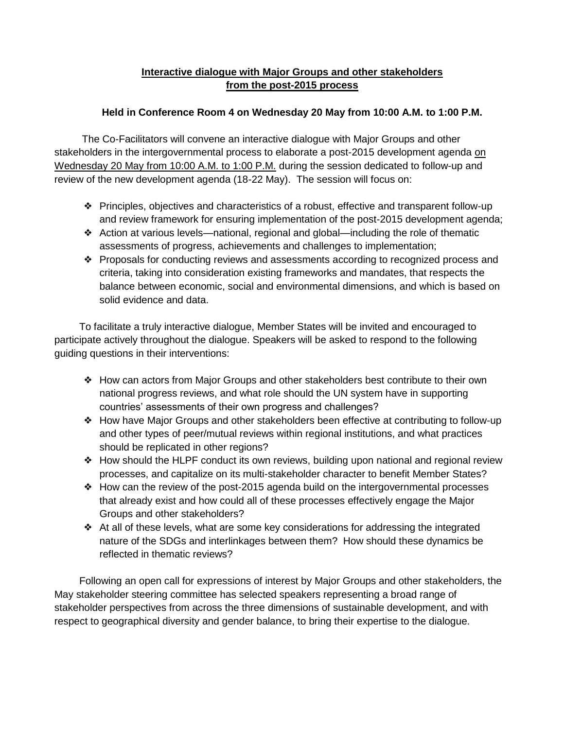**Interactive dialogue with Major Groups and other stakeholders from the post-2015 process**

**Held in Conference Room 4 on Wednesday 20 May from 10:00 A.M. to 1:00 P.M.**

The Co-Facilitators will convene an interactive dialogue with Major Groups and other stakeholders in the intergovernmental process to elaborate a post-2015 development agenda on Wednesday 20 May from 10:00 A.M. to 1:00 P.M. during the session dedicated to follow-up and review of the new development agenda (18-22 May). The session will focus on:

- Principles, objectives and characteristics of a robust, effective and transparent follow-up and review framework for ensuring implementation of the post-2015 development agenda;
- Action at various levels—national, regional and global—including the role of thematic assessments of progress, achievements and challenges to implementation;
- Proposals for conducting reviews and assessments according to recognized process and criteria, taking into consideration existing frameworks and mandates, that respects the balance between economic, social and environmental dimensions, and which is based on solid evidence and data.

To facilitate a truly interactive dialogue, Member States will be invited and encouraged to participate actively throughout the dialogue. Speakers will be asked to respond to the following guiding questions in their interventions:

- How can actors from Major Groups and other stakeholders best contribute to their own national progress reviews, and what role should the UN system have in supporting countries' assessments of their own progress and challenges?
- How have Major Groups and other stakeholders been effective at contributing to follow-up and other types of peer/mutual reviews within regional institutions, and what practices should be replicated in other regions?
- How should the HLPF conduct its own reviews, building upon national and regional review processes, and capitalize on its multi-stakeholder character to benefit Member States?
- How can the review of the post-2015 agenda build on the intergovernmental processes that already exist and how could all of these processes effectively engage the Major Groups and other stakeholders?
- At all of these levels, what are some key considerations for addressing the integrated nature of the SDGs and interlinkages between them? How should these dynamics be reflected in thematic reviews?

Following an open call for expressions of interest by Major Groups and other stakeholders, the May stakeholder steering committee has selected speakers representing a broad range of stakeholder perspectives from across the three dimensions of sustainable development, and with respect to geographical diversity and gender balance, to bring their expertise to the dialogue.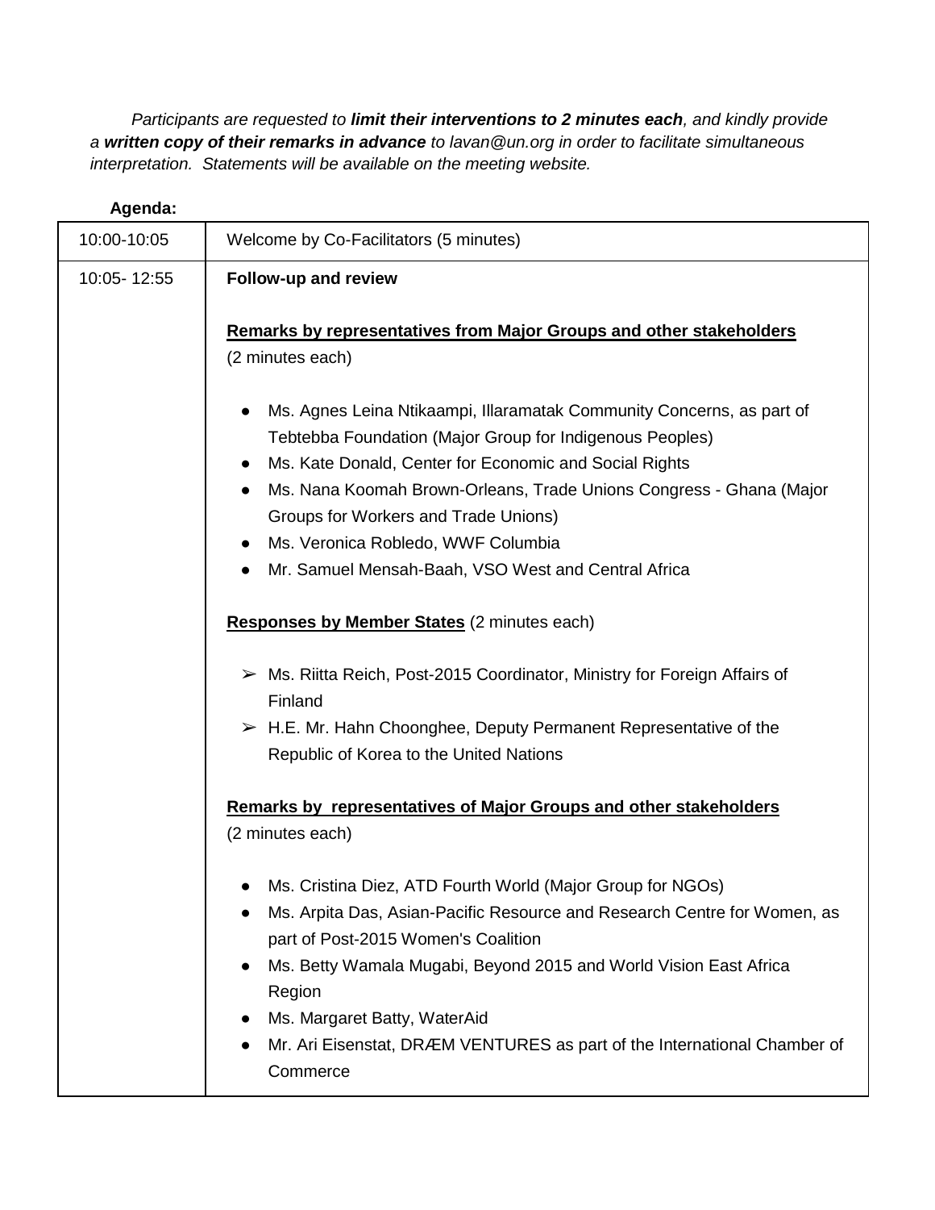*Participants are requested to **limit their interventions to 2 minutes each**, and kindly provide a **written copy of their remarks in advance** to lavan@un.org in order to facilitate simultaneous interpretation. Statements will be available on the meeting website.*

**Agenda:**

| Time | Item |
| --- | --- |
| 10:00-10:05 | Welcome by Co-Facilitators (5 minutes) |
| 10:05- 12:55 | **Follow-up and review**<br><br>**<u>Remarks by representatives from Major Groups and other stakeholders</u>** (2 minutes each)<br><br>● Ms. Agnes Leina Ntikaampi, Illaramatak Community Concerns, as part of Tebtebba Foundation (Major Group for Indigenous Peoples)<br>● Ms. Kate Donald, Center for Economic and Social Rights<br>● Ms. Nana Koomah Brown-Orleans, Trade Unions Congress - Ghana (Major Groups for Workers and Trade Unions)<br>● Ms. Veronica Robledo, WWF Columbia<br>● Mr. Samuel Mensah-Baah, VSO West and Central Africa<br><br>**<u>Responses by Member States</u>** (2 minutes each)<br><br>➢ Ms. Riitta Reich, Post-2015 Coordinator, Ministry for Foreign Affairs of Finland<br>➢ H.E. Mr. Hahn Choonghee, Deputy Permanent Representative of the Republic of Korea to the United Nations<br><br>**<u>Remarks by representatives of Major Groups and other stakeholders</u>** (2 minutes each)<br><br>● Ms. Cristina Diez, ATD Fourth World (Major Group for NGOs)<br>● Ms. Arpita Das, Asian-Pacific Resource and Research Centre for Women, as part of Post-2015 Women's Coalition<br>● Ms. Betty Wamala Mugabi, Beyond 2015 and World Vision East Africa Region<br>● Ms. Margaret Batty, WaterAid<br>● Mr. Ari Eisenstat, DRÆM VENTURES as part of the International Chamber of Commerce |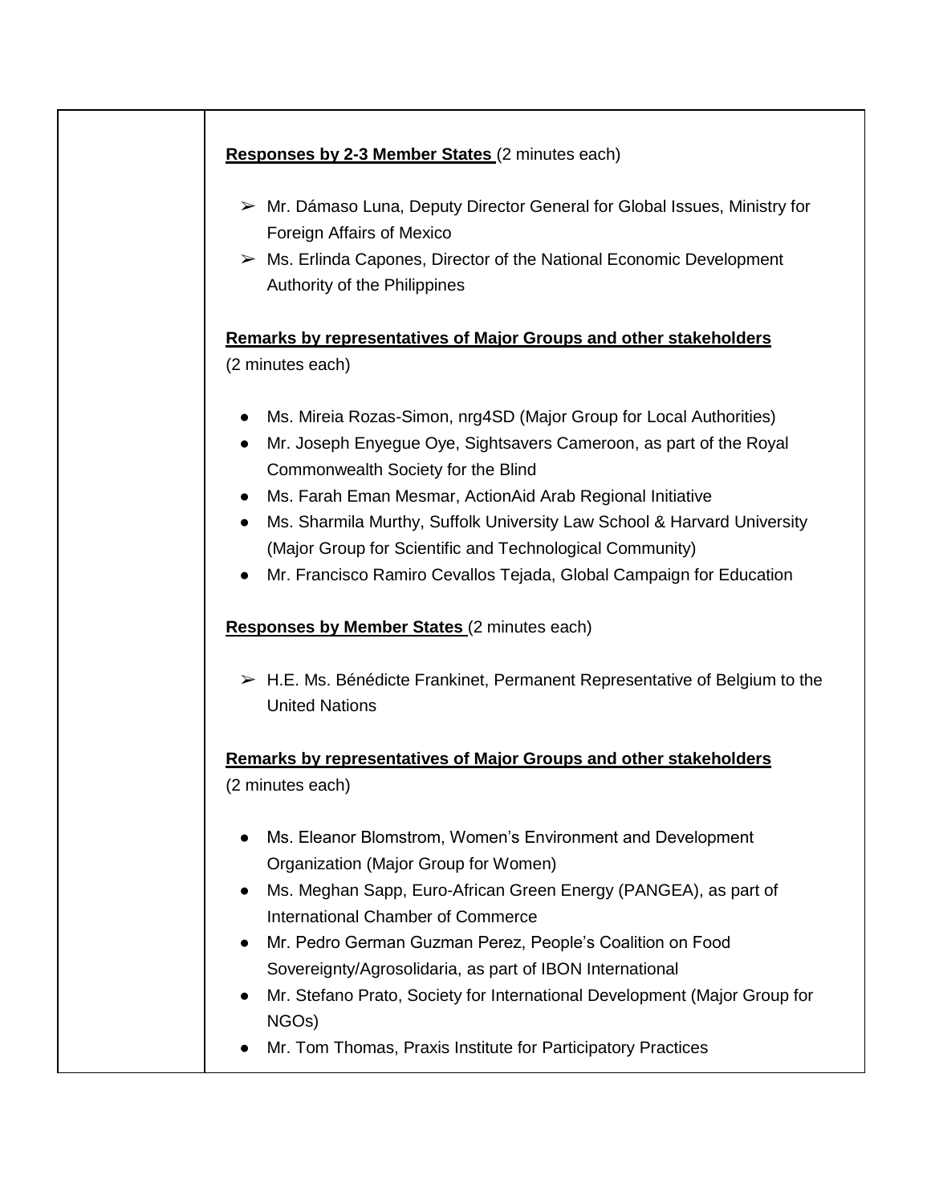| | |
|---|---|
| | **Responses by 2-3 Member States** (2 minutes each)<br><br>➢ Mr. Dámaso Luna, Deputy Director General for Global Issues, Ministry for Foreign Affairs of Mexico<br>➢ Ms. Erlinda Capones, Director of the National Economic Development Authority of the Philippines<br><br>**Remarks by representatives of Major Groups and other stakeholders** (2 minutes each)<br><br>• Ms. Mireia Rozas-Simon, nrg4SD (Major Group for Local Authorities)<br>• Mr. Joseph Enyegue Oye, Sightsavers Cameroon, as part of the Royal Commonwealth Society for the Blind<br>• Ms. Farah Eman Mesmar, ActionAid Arab Regional Initiative<br>• Ms. Sharmila Murthy, Suffolk University Law School & Harvard University (Major Group for Scientific and Technological Community)<br>• Mr. Francisco Ramiro Cevallos Tejada, Global Campaign for Education<br><br>**Responses by Member States** (2 minutes each)<br><br>➢ H.E. Ms. Bénédicte Frankinet, Permanent Representative of Belgium to the United Nations<br><br>**Remarks by representatives of Major Groups and other stakeholders** (2 minutes each)<br><br>• Ms. Eleanor Blomstrom, Women's Environment and Development Organization (Major Group for Women)<br>• Ms. Meghan Sapp, Euro-African Green Energy (PANGEA), as part of International Chamber of Commerce<br>• Mr. Pedro German Guzman Perez, People's Coalition on Food Sovereignty/Agrosolidaria, as part of IBON International<br>• Mr. Stefano Prato, Society for International Development (Major Group for NGOs)<br>• Mr. Tom Thomas, Praxis Institute for Participatory Practices |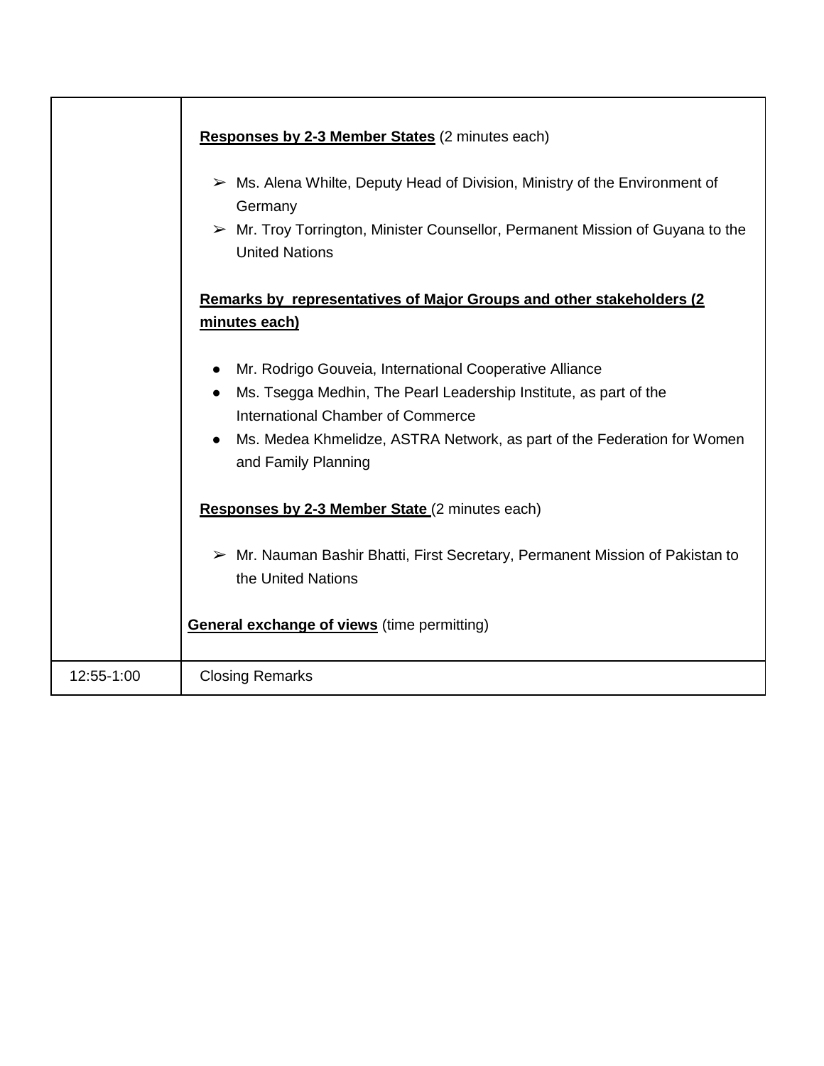| | |
|---|---|
| | **Responses by 2-3 Member States** (2 minutes each)<br><br>➢ Ms. Alena Whilte, Deputy Head of Division, Ministry of the Environment of Germany<br>➢ Mr. Troy Torrington, Minister Counsellor, Permanent Mission of Guyana to the United Nations<br><br>**Remarks by representatives of Major Groups and other stakeholders (2 minutes each)**<br><br>● Mr. Rodrigo Gouveia, International Cooperative Alliance<br>● Ms. Tsegga Medhin, The Pearl Leadership Institute, as part of the International Chamber of Commerce<br>● Ms. Medea Khmelidze, ASTRA Network, as part of the Federation for Women and Family Planning<br><br>**Responses by 2-3 Member State** (2 minutes each)<br><br>➢ Mr. Nauman Bashir Bhatti, First Secretary, Permanent Mission of Pakistan to the United Nations<br><br>**General exchange of views** (time permitting) |
| 12:55-1:00 | Closing Remarks |